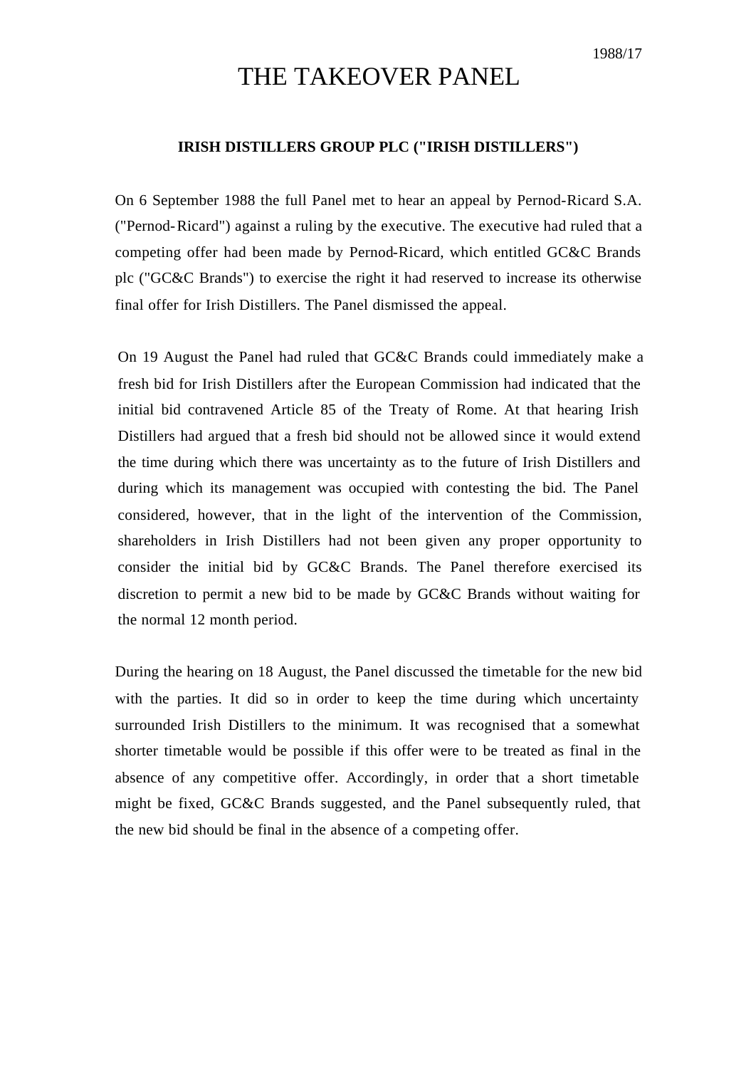1988/17

# THE TAKEOVER PANEL

**IRISH DISTILLERS GROUP PLC ("IRISH DISTILLERS")**

On 6 September 1988 the full Panel met to hear an appeal by Pernod-Ricard S.A. ("Pernod-Ricard") against a ruling by the executive. The executive had ruled that a competing offer had been made by Pernod-Ricard, which entitled GC&C Brands plc ("GC&C Brands") to exercise the right it had reserved to increase its otherwise final offer for Irish Distillers. The Panel dismissed the appeal.

On 19 August the Panel had ruled that GC&C Brands could immediately make a fresh bid for Irish Distillers after the European Commission had indicated that the initial bid contravened Article 85 of the Treaty of Rome. At that hearing Irish Distillers had argued that a fresh bid should not be allowed since it would extend the time during which there was uncertainty as to the future of Irish Distillers and during which its management was occupied with contesting the bid. The Panel considered, however, that in the light of the intervention of the Commission, shareholders in Irish Distillers had not been given any proper opportunity to consider the initial bid by GC&C Brands. The Panel therefore exercised its discretion to permit a new bid to be made by GC&C Brands without waiting for the normal 12 month period.

During the hearing on 18 August, the Panel discussed the timetable for the new bid with the parties. It did so in order to keep the time during which uncertainty surrounded Irish Distillers to the minimum. It was recognised that a somewhat shorter timetable would be possible if this offer were to be treated as final in the absence of any competitive offer. Accordingly, in order that a short timetable might be fixed, GC&C Brands suggested, and the Panel subsequently ruled, that the new bid should be final in the absence of a competing offer.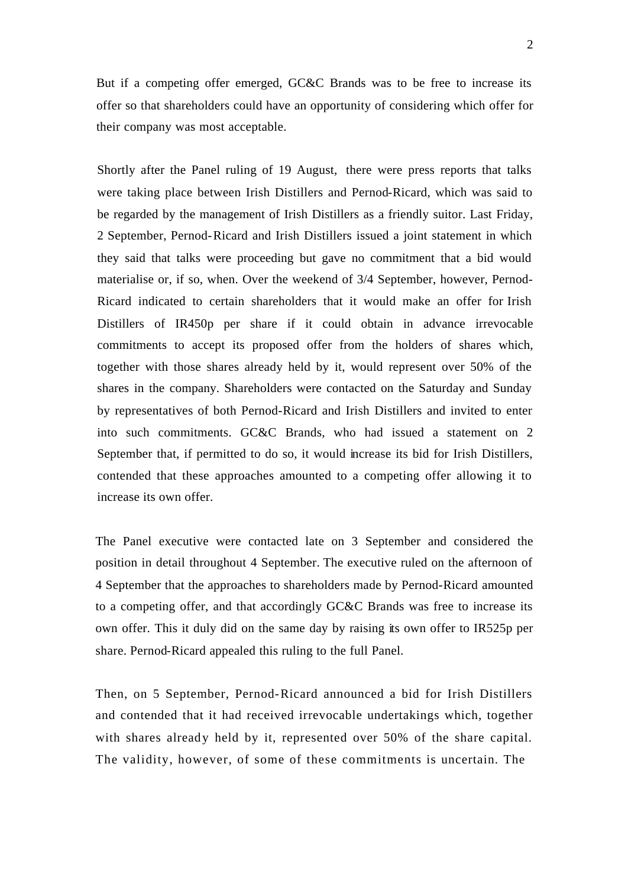But if a competing offer emerged, GC&C Brands was to be free to increase its offer so that shareholders could have an opportunity of considering which offer for their company was most acceptable.

Shortly after the Panel ruling of 19 August, there were press reports that talks were taking place between Irish Distillers and Pernod-Ricard, which was said to be regarded by the management of Irish Distillers as a friendly suitor. Last Friday, 2 September, Pernod-Ricard and Irish Distillers issued a joint statement in which they said that talks were proceeding but gave no commitment that a bid would materialise or, if so, when. Over the weekend of 3/4 September, however, Pernod-Ricard indicated to certain shareholders that it would make an offer for Irish Distillers of IR450p per share if it could obtain in advance irrevocable commitments to accept its proposed offer from the holders of shares which, together with those shares already held by it, would represent over 50% of the shares in the company. Shareholders were contacted on the Saturday and Sunday by representatives of both Pernod-Ricard and Irish Distillers and invited to enter into such commitments. GC&C Brands, who had issued a statement on 2 September that, if permitted to do so, it would increase its bid for Irish Distillers, contended that these approaches amounted to a competing offer allowing it to increase its own offer.

The Panel executive were contacted late on 3 September and considered the position in detail throughout 4 September. The executive ruled on the afternoon of 4 September that the approaches to shareholders made by Pernod-Ricard amounted to a competing offer, and that accordingly GC&C Brands was free to increase its own offer. This it duly did on the same day by raising its own offer to IR525p per share. Pernod-Ricard appealed this ruling to the full Panel.

Then, on 5 September, Pernod-Ricard announced a bid for Irish Distillers and contended that it had received irrevocable undertakings which, together with shares already held by it, represented over 50% of the share capital. The validity, however, of some of these commitments is uncertain. The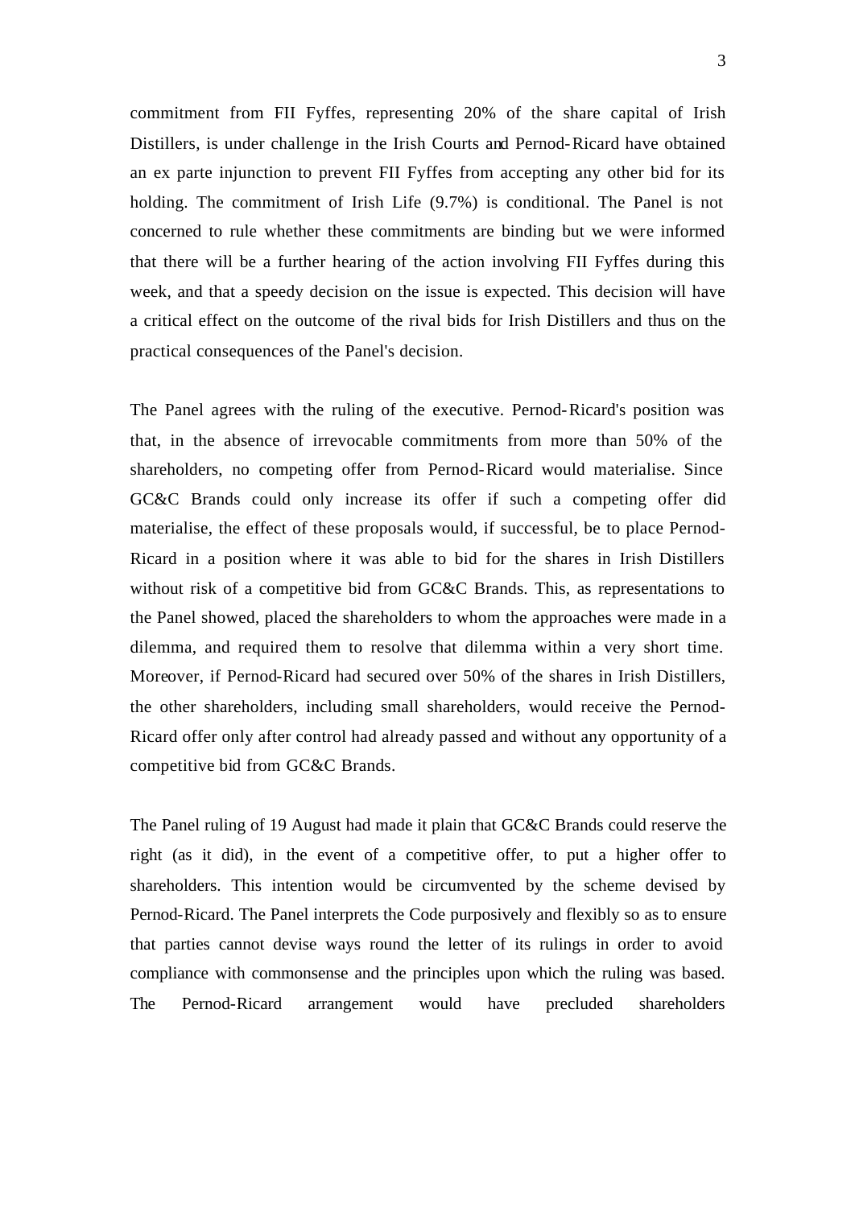commitment from FII Fyffes, representing 20% of the share capital of Irish Distillers, is under challenge in the Irish Courts and Pernod-Ricard have obtained an ex parte injunction to prevent FII Fyffes from accepting any other bid for its holding. The commitment of Irish Life (9.7%) is conditional. The Panel is not concerned to rule whether these commitments are binding but we were informed that there will be a further hearing of the action involving FII Fyffes during this week, and that a speedy decision on the issue is expected. This decision will have a critical effect on the outcome of the rival bids for Irish Distillers and thus on the practical consequences of the Panel's decision.

The Panel agrees with the ruling of the executive. Pernod-Ricard's position was that, in the absence of irrevocable commitments from more than 50% of the shareholders, no competing offer from Pernod-Ricard would materialise. Since GC&C Brands could only increase its offer if such a competing offer did materialise, the effect of these proposals would, if successful, be to place Pernod-Ricard in a position where it was able to bid for the shares in Irish Distillers without risk of a competitive bid from GC&C Brands. This, as representations to the Panel showed, placed the shareholders to whom the approaches were made in a dilemma, and required them to resolve that dilemma within a very short time. Moreover, if Pernod-Ricard had secured over 50% of the shares in Irish Distillers, the other shareholders, including small shareholders, would receive the Pernod-Ricard offer only after control had already passed and without any opportunity of a competitive bid from GC&C Brands.

The Panel ruling of 19 August had made it plain that GC&C Brands could reserve the right (as it did), in the event of a competitive offer, to put a higher offer to shareholders. This intention would be circumvented by the scheme devised by Pernod-Ricard. The Panel interprets the Code purposively and flexibly so as to ensure that parties cannot devise ways round the letter of its rulings in order to avoid compliance with commonsense and the principles upon which the ruling was based. The Pernod-Ricard arrangement would have precluded shareholders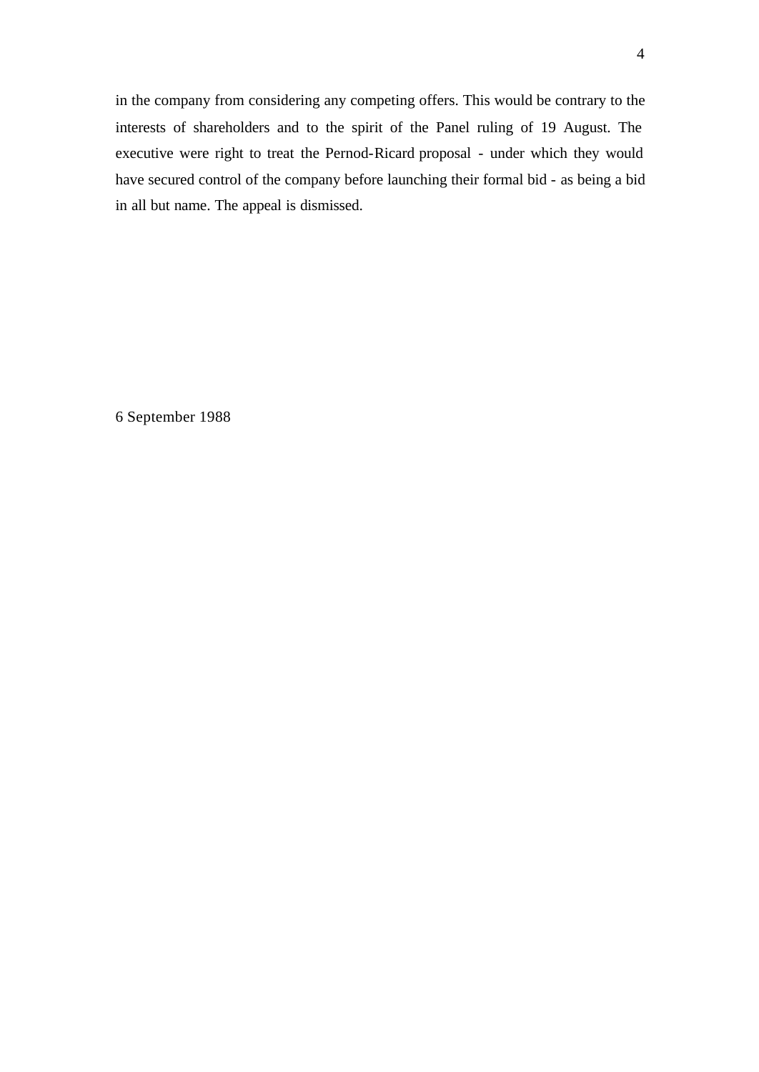in the company from considering any competing offers. This would be contrary to the interests of shareholders and to the spirit of the Panel ruling of 19 August. The executive were right to treat the Pernod-Ricard proposal - under which they would have secured control of the company before launching their formal bid - as being a bid in all but name. The appeal is dismissed.

6 September 1988